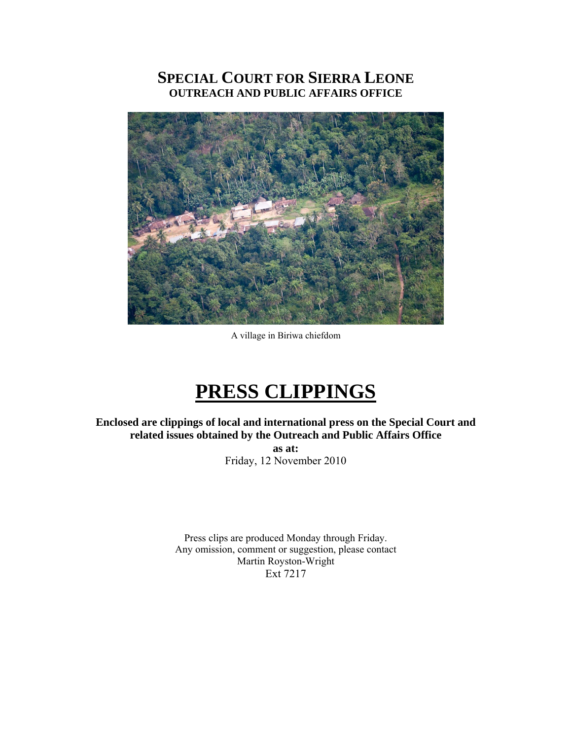# SPECIAL COURT FOR SIERRA LEONE

## OUTREACH AND PUBLIC AFFAIRS OFFICE

A village in Biriwa chiefdom

# PRESS CLIPPINGS

**Enclosed are clippings of local and international press on the Special Court and related issues obtained by the Outreach and Public Affairs Office**

**as at:**

Friday, 12 November 2010

Press clips are produced Monday through Friday.
Any omission, comment or suggestion, please contact
Martin Royston-Wright
Ext 7217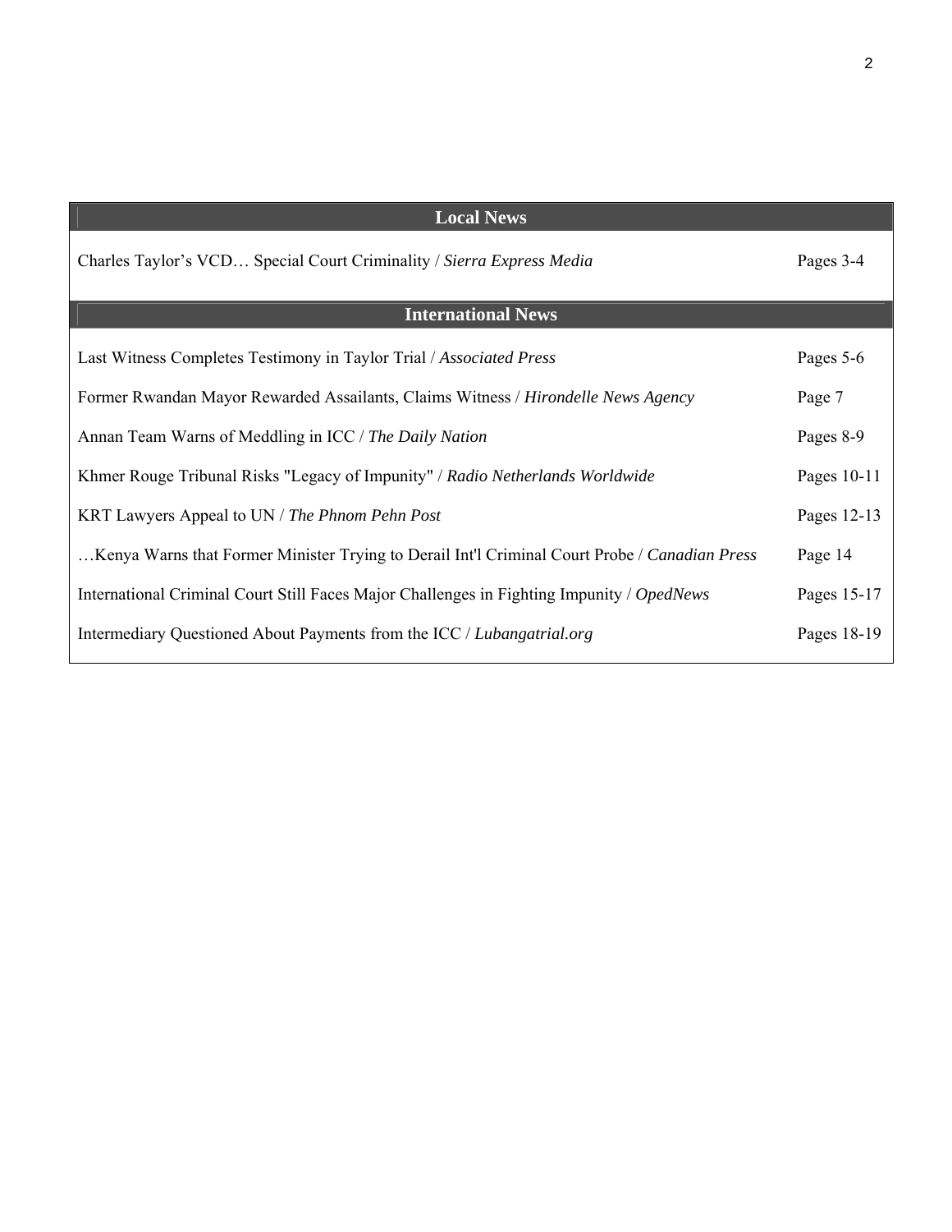## Local News

| | |
|---|---|
| Charles Taylor's VCD… Special Court Criminality / *Sierra Express Media* | Pages 3-4 |

## International News

| | |
|---|---|
| Last Witness Completes Testimony in Taylor Trial / *Associated Press* | Pages 5-6 |
| Former Rwandan Mayor Rewarded Assailants, Claims Witness / *Hirondelle News Agency* | Page 7 |
| Annan Team Warns of Meddling in ICC / *The Daily Nation* | Pages 8-9 |
| Khmer Rouge Tribunal Risks "Legacy of Impunity" / *Radio Netherlands Worldwide* | Pages 10-11 |
| KRT Lawyers Appeal to UN / *The Phnom Pehn Post* | Pages 12-13 |
| …Kenya Warns that Former Minister Trying to Derail Int'l Criminal Court Probe / *Canadian Press* | Page 14 |
| International Criminal Court Still Faces Major Challenges in Fighting Impunity / *OpedNews* | Pages 15-17 |
| Intermediary Questioned About Payments from the ICC / *Lubangatrial.org* | Pages 18-19 |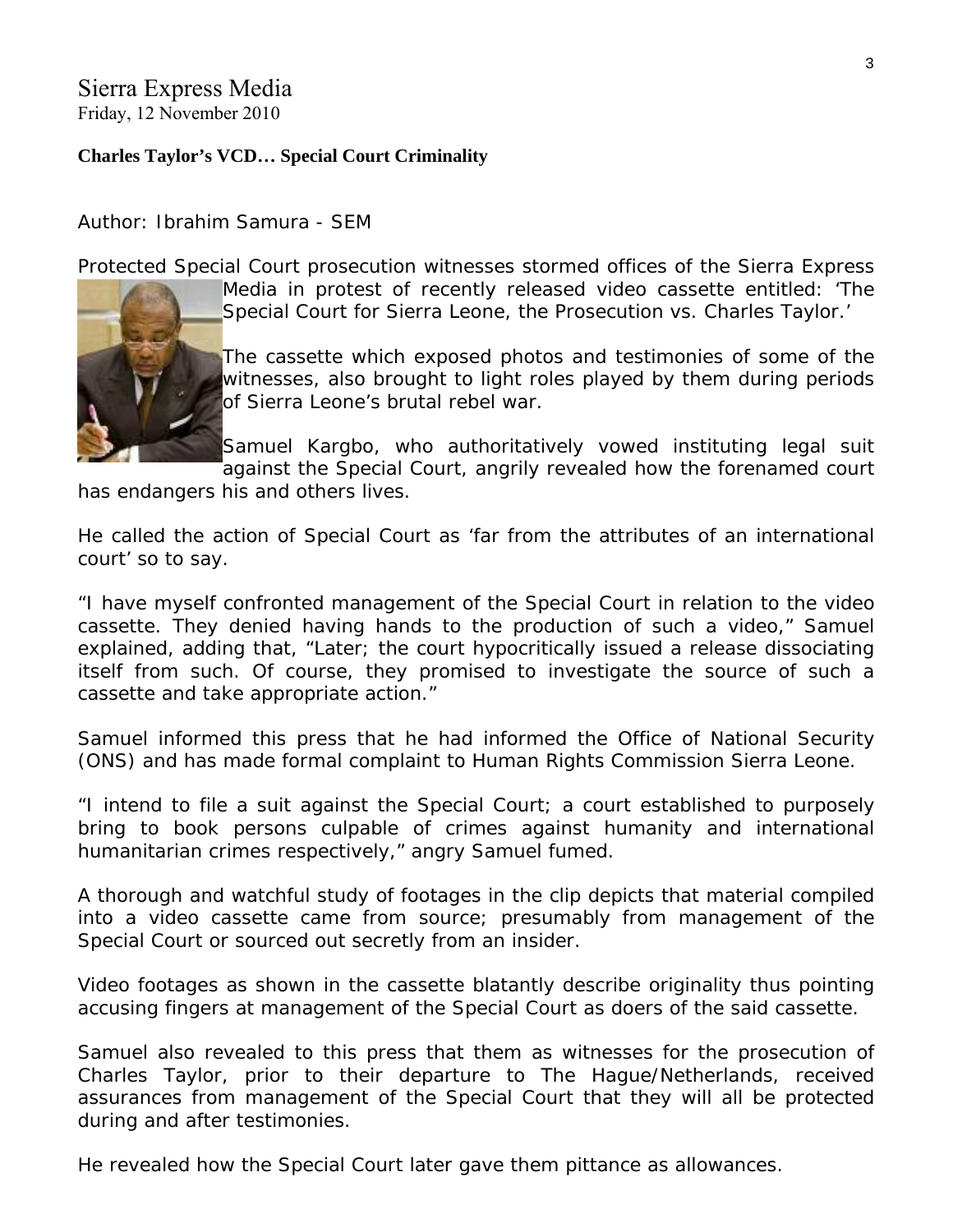Sierra Express Media
Friday, 12 November 2010

**Charles Taylor's VCD… Special Court Criminality**

Author: Ibrahim Samura - SEM

Protected Special Court prosecution witnesses stormed offices of the Sierra Express Media in protest of recently released video cassette entitled: 'The Special Court for Sierra Leone, the Prosecution vs. Charles Taylor.'

The cassette which exposed photos and testimonies of some of the witnesses, also brought to light roles played by them during periods of Sierra Leone's brutal rebel war.

Samuel Kargbo, who authoritatively vowed instituting legal suit against the Special Court, angrily revealed how the forenamed court has endangers his and others lives.

He called the action of Special Court as 'far from the attributes of an international court' so to say.

"I have myself confronted management of the Special Court in relation to the video cassette. They denied having hands to the production of such a video," Samuel explained, adding that, "Later; the court hypocritically issued a release dissociating itself from such. Of course, they promised to investigate the source of such a cassette and take appropriate action."

Samuel informed this press that he had informed the Office of National Security (ONS) and has made formal complaint to Human Rights Commission Sierra Leone.

"I intend to file a suit against the Special Court; a court established to purposely bring to book persons culpable of crimes against humanity and international humanitarian crimes respectively," angry Samuel fumed.

A thorough and watchful study of footages in the clip depicts that material compiled into a video cassette came from source; presumably from management of the Special Court or sourced out secretly from an insider.

Video footages as shown in the cassette blatantly describe originality thus pointing accusing fingers at management of the Special Court as doers of the said cassette.

Samuel also revealed to this press that them as witnesses for the prosecution of Charles Taylor, prior to their departure to The Hague/Netherlands, received assurances from management of the Special Court that they will all be protected during and after testimonies.

He revealed how the Special Court later gave them pittance as allowances.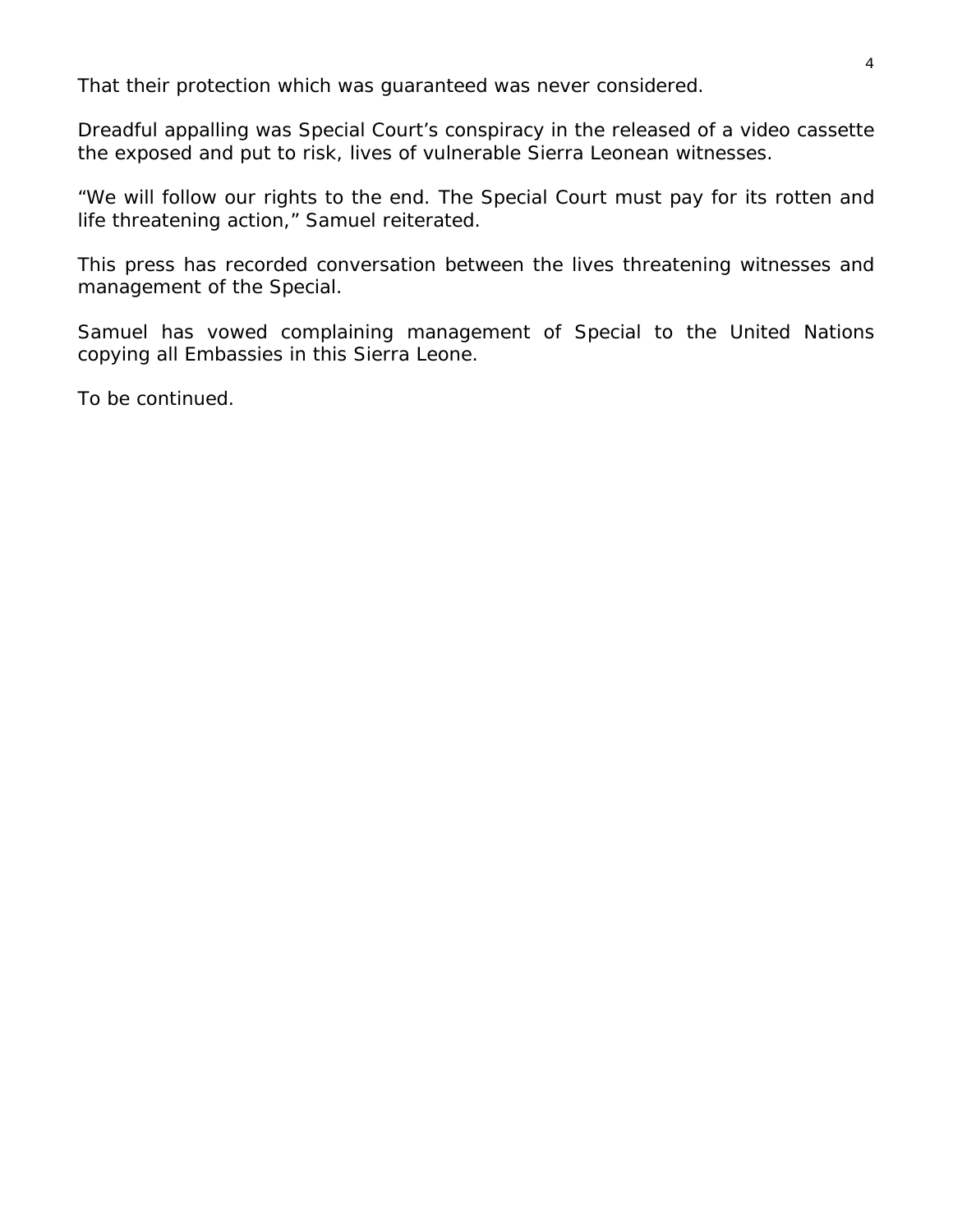That their protection which was guaranteed was never considered.

Dreadful appalling was Special Court's conspiracy in the released of a video cassette the exposed and put to risk, lives of vulnerable Sierra Leonean witnesses.

"We will follow our rights to the end. The Special Court must pay for its rotten and life threatening action," Samuel reiterated.

This press has recorded conversation between the lives threatening witnesses and management of the Special.

Samuel has vowed complaining management of Special to the United Nations copying all Embassies in this Sierra Leone.

To be continued.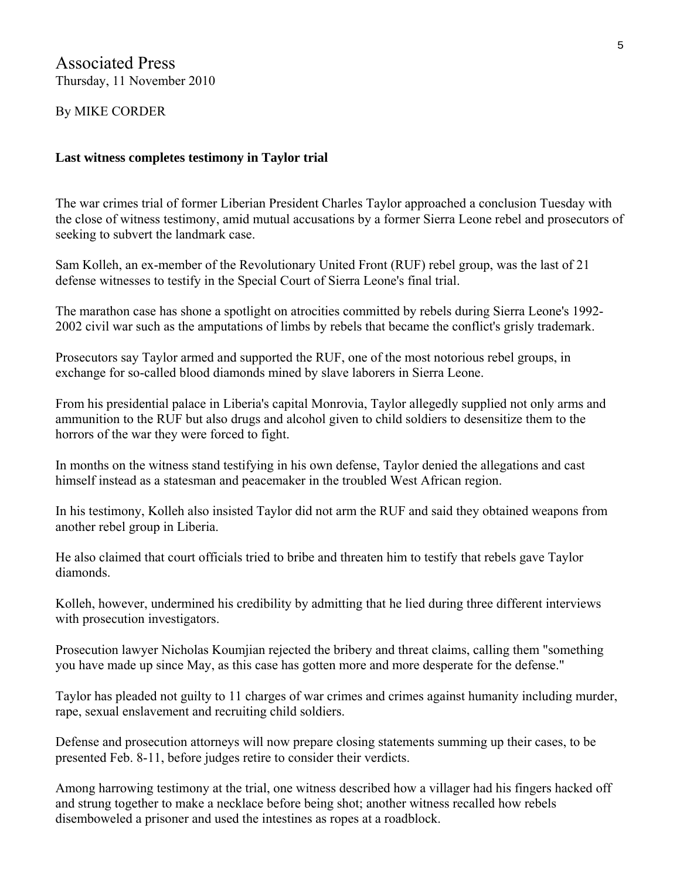Associated Press
Thursday, 11 November 2010

By MIKE CORDER

**Last witness completes testimony in Taylor trial**

The war crimes trial of former Liberian President Charles Taylor approached a conclusion Tuesday with the close of witness testimony, amid mutual accusations by a former Sierra Leone rebel and prosecutors of seeking to subvert the landmark case.

Sam Kolleh, an ex-member of the Revolutionary United Front (RUF) rebel group, was the last of 21 defense witnesses to testify in the Special Court of Sierra Leone's final trial.

The marathon case has shone a spotlight on atrocities committed by rebels during Sierra Leone's 1992-2002 civil war such as the amputations of limbs by rebels that became the conflict's grisly trademark.

Prosecutors say Taylor armed and supported the RUF, one of the most notorious rebel groups, in exchange for so-called blood diamonds mined by slave laborers in Sierra Leone.

From his presidential palace in Liberia's capital Monrovia, Taylor allegedly supplied not only arms and ammunition to the RUF but also drugs and alcohol given to child soldiers to desensitize them to the horrors of the war they were forced to fight.

In months on the witness stand testifying in his own defense, Taylor denied the allegations and cast himself instead as a statesman and peacemaker in the troubled West African region.

In his testimony, Kolleh also insisted Taylor did not arm the RUF and said they obtained weapons from another rebel group in Liberia.

He also claimed that court officials tried to bribe and threaten him to testify that rebels gave Taylor diamonds.

Kolleh, however, undermined his credibility by admitting that he lied during three different interviews with prosecution investigators.

Prosecution lawyer Nicholas Koumjian rejected the bribery and threat claims, calling them "something you have made up since May, as this case has gotten more and more desperate for the defense."

Taylor has pleaded not guilty to 11 charges of war crimes and crimes against humanity including murder, rape, sexual enslavement and recruiting child soldiers.

Defense and prosecution attorneys will now prepare closing statements summing up their cases, to be presented Feb. 8-11, before judges retire to consider their verdicts.

Among harrowing testimony at the trial, one witness described how a villager had his fingers hacked off and strung together to make a necklace before being shot; another witness recalled how rebels disemboweled a prisoner and used the intestines as ropes at a roadblock.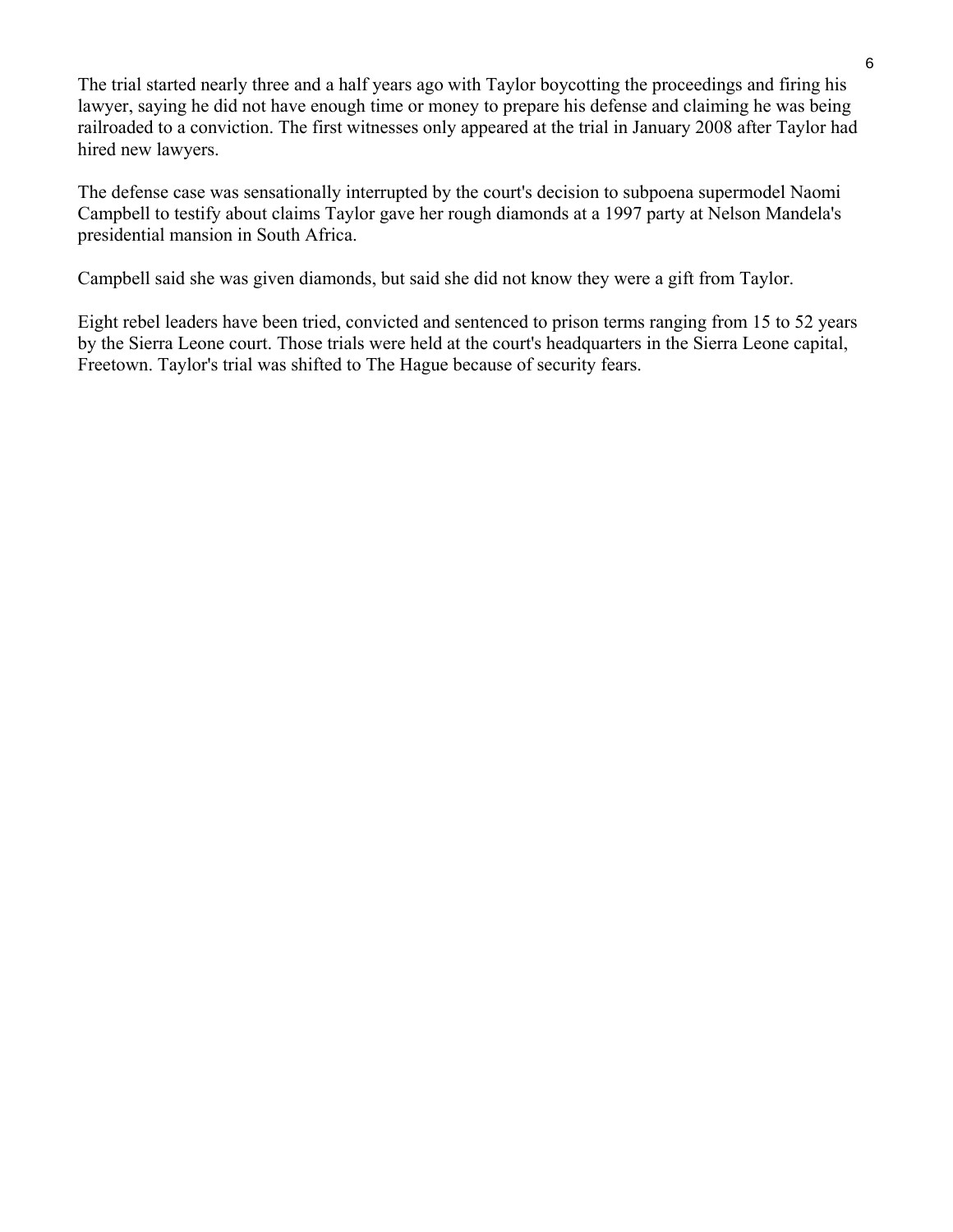The trial started nearly three and a half years ago with Taylor boycotting the proceedings and firing his lawyer, saying he did not have enough time or money to prepare his defense and claiming he was being railroaded to a conviction. The first witnesses only appeared at the trial in January 2008 after Taylor had hired new lawyers.

The defense case was sensationally interrupted by the court's decision to subpoena supermodel Naomi Campbell to testify about claims Taylor gave her rough diamonds at a 1997 party at Nelson Mandela's presidential mansion in South Africa.

Campbell said she was given diamonds, but said she did not know they were a gift from Taylor.

Eight rebel leaders have been tried, convicted and sentenced to prison terms ranging from 15 to 52 years by the Sierra Leone court. Those trials were held at the court's headquarters in the Sierra Leone capital, Freetown. Taylor's trial was shifted to The Hague because of security fears.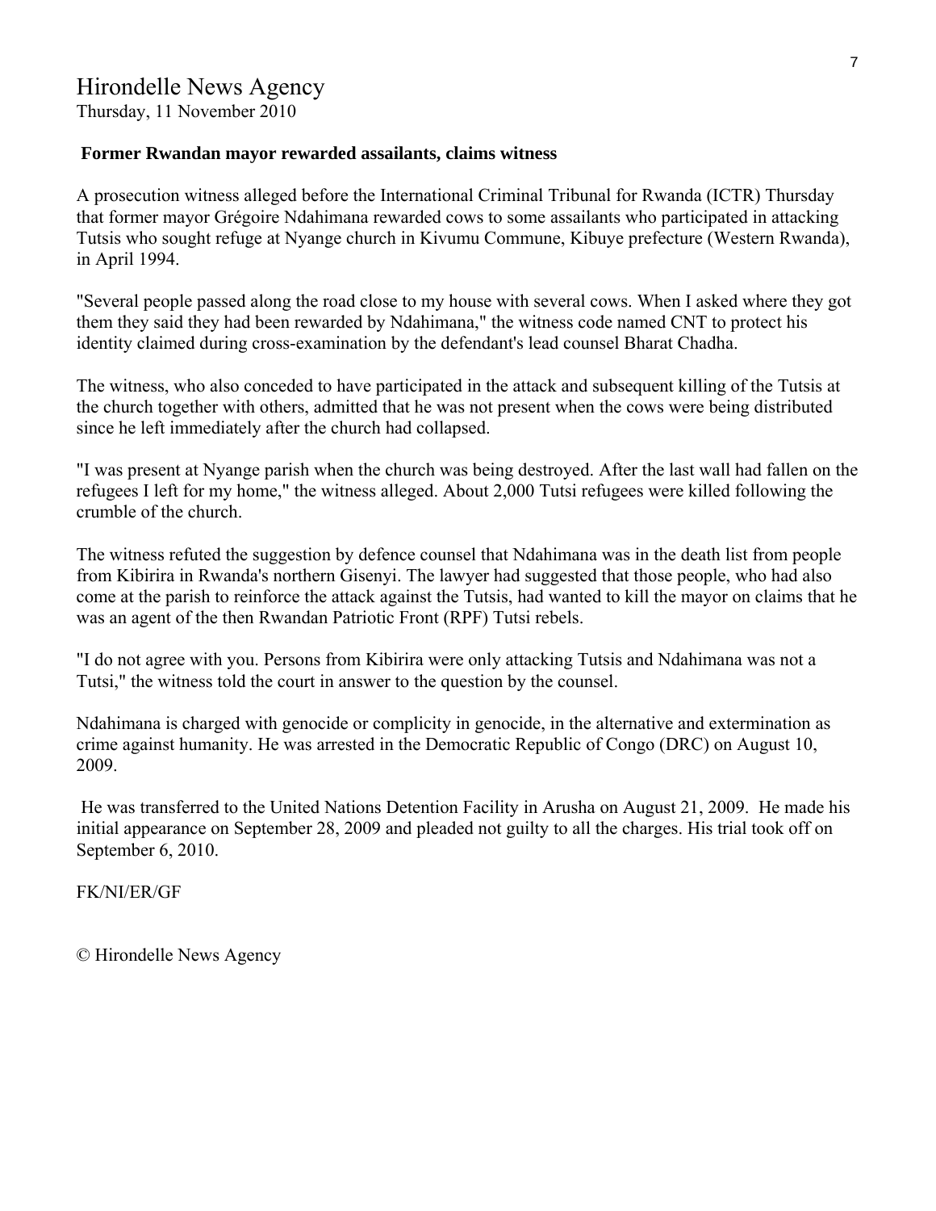Hirondelle News Agency
Thursday, 11 November 2010

**Former Rwandan mayor rewarded assailants, claims witness**

A prosecution witness alleged before the International Criminal Tribunal for Rwanda (ICTR) Thursday that former mayor Grégoire Ndahimana rewarded cows to some assailants who participated in attacking Tutsis who sought refuge at Nyange church in Kivumu Commune, Kibuye prefecture (Western Rwanda), in April 1994.

"Several people passed along the road close to my house with several cows. When I asked where they got them they said they had been rewarded by Ndahimana," the witness code named CNT to protect his identity claimed during cross-examination by the defendant's lead counsel Bharat Chadha.

The witness, who also conceded to have participated in the attack and subsequent killing of the Tutsis at the church together with others, admitted that he was not present when the cows were being distributed since he left immediately after the church had collapsed.

"I was present at Nyange parish when the church was being destroyed. After the last wall had fallen on the refugees I left for my home," the witness alleged. About 2,000 Tutsi refugees were killed following the crumble of the church.

The witness refuted the suggestion by defence counsel that Ndahimana was in the death list from people from Kibirira in Rwanda's northern Gisenyi. The lawyer had suggested that those people, who had also come at the parish to reinforce the attack against the Tutsis, had wanted to kill the mayor on claims that he was an agent of the then Rwandan Patriotic Front (RPF) Tutsi rebels.

"I do not agree with you. Persons from Kibirira were only attacking Tutsis and Ndahimana was not a Tutsi," the witness told the court in answer to the question by the counsel.

Ndahimana is charged with genocide or complicity in genocide, in the alternative and extermination as crime against humanity. He was arrested in the Democratic Republic of Congo (DRC) on August 10, 2009.

He was transferred to the United Nations Detention Facility in Arusha on August 21, 2009. He made his initial appearance on September 28, 2009 and pleaded not guilty to all the charges. His trial took off on September 6, 2010.

FK/NI/ER/GF

© Hirondelle News Agency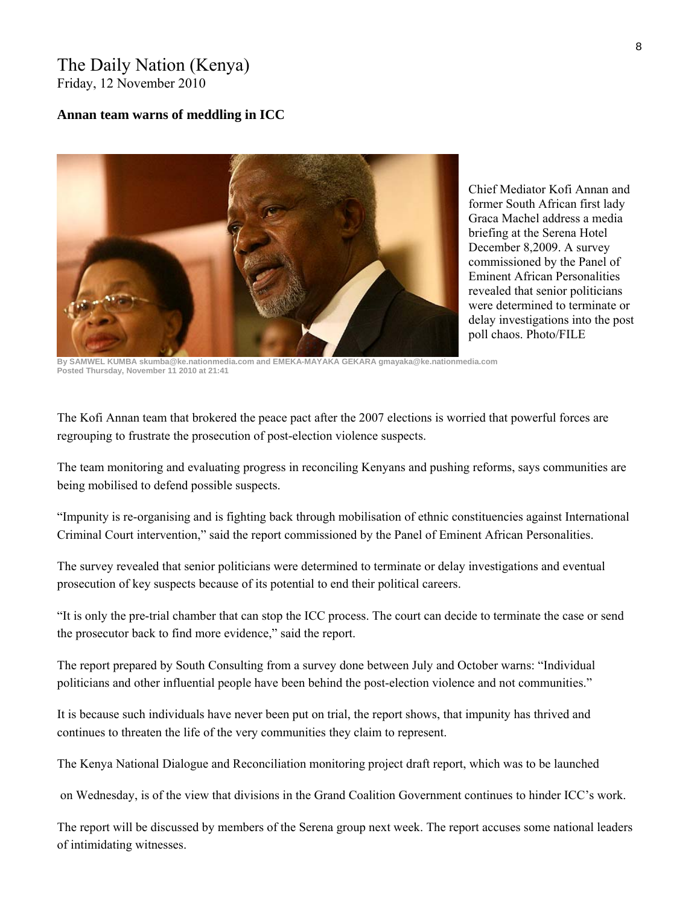The Daily Nation (Kenya)
Friday, 12 November 2010

**Annan team warns of meddling in ICC**

Chief Mediator Kofi Annan and former South African first lady Graca Machel address a media briefing at the Serena Hotel December 8,2009. A survey commissioned by the Panel of Eminent African Personalities revealed that senior politicians were determined to terminate or delay investigations into the post poll chaos. Photo/FILE

By SAMWEL KUMBA skumba@ke.nationmedia.com and EMEKA-MAYAKA GEKARA gmayaka@ke.nationmedia.com
Posted Thursday, November 11 2010 at 21:41

The Kofi Annan team that brokered the peace pact after the 2007 elections is worried that powerful forces are regrouping to frustrate the prosecution of post-election violence suspects.

The team monitoring and evaluating progress in reconciling Kenyans and pushing reforms, says communities are being mobilised to defend possible suspects.

"Impunity is re-organising and is fighting back through mobilisation of ethnic constituencies against International Criminal Court intervention," said the report commissioned by the Panel of Eminent African Personalities.

The survey revealed that senior politicians were determined to terminate or delay investigations and eventual prosecution of key suspects because of its potential to end their political careers.

"It is only the pre-trial chamber that can stop the ICC process. The court can decide to terminate the case or send the prosecutor back to find more evidence," said the report.

The report prepared by South Consulting from a survey done between July and October warns: "Individual politicians and other influential people have been behind the post-election violence and not communities."

It is because such individuals have never been put on trial, the report shows, that impunity has thrived and continues to threaten the life of the very communities they claim to represent.

The Kenya National Dialogue and Reconciliation monitoring project draft report, which was to be launched on Wednesday, is of the view that divisions in the Grand Coalition Government continues to hinder ICC's work.

The report will be discussed by members of the Serena group next week. The report accuses some national leaders of intimidating witnesses.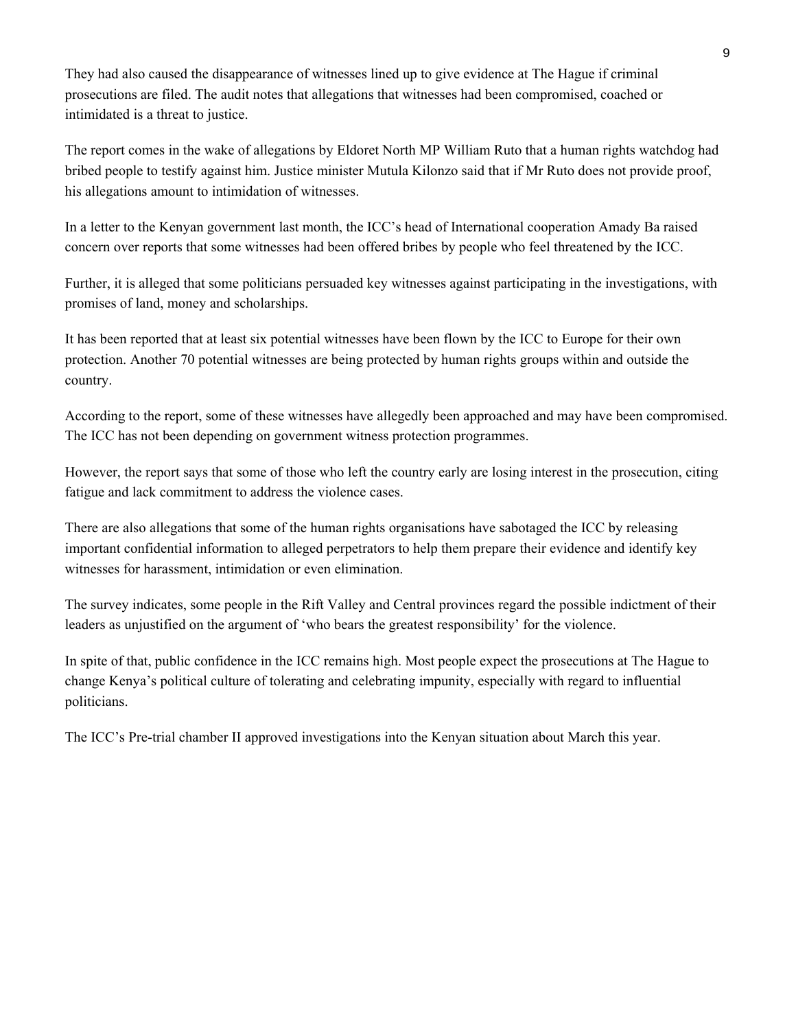They had also caused the disappearance of witnesses lined up to give evidence at The Hague if criminal prosecutions are filed. The audit notes that allegations that witnesses had been compromised, coached or intimidated is a threat to justice.

The report comes in the wake of allegations by Eldoret North MP William Ruto that a human rights watchdog had bribed people to testify against him. Justice minister Mutula Kilonzo said that if Mr Ruto does not provide proof, his allegations amount to intimidation of witnesses.

In a letter to the Kenyan government last month, the ICC's head of International cooperation Amady Ba raised concern over reports that some witnesses had been offered bribes by people who feel threatened by the ICC.

Further, it is alleged that some politicians persuaded key witnesses against participating in the investigations, with promises of land, money and scholarships.

It has been reported that at least six potential witnesses have been flown by the ICC to Europe for their own protection. Another 70 potential witnesses are being protected by human rights groups within and outside the country.

According to the report, some of these witnesses have allegedly been approached and may have been compromised. The ICC has not been depending on government witness protection programmes.

However, the report says that some of those who left the country early are losing interest in the prosecution, citing fatigue and lack commitment to address the violence cases.

There are also allegations that some of the human rights organisations have sabotaged the ICC by releasing important confidential information to alleged perpetrators to help them prepare their evidence and identify key witnesses for harassment, intimidation or even elimination.

The survey indicates, some people in the Rift Valley and Central provinces regard the possible indictment of their leaders as unjustified on the argument of 'who bears the greatest responsibility' for the violence.

In spite of that, public confidence in the ICC remains high. Most people expect the prosecutions at The Hague to change Kenya's political culture of tolerating and celebrating impunity, especially with regard to influential politicians.

The ICC's Pre-trial chamber II approved investigations into the Kenyan situation about March this year.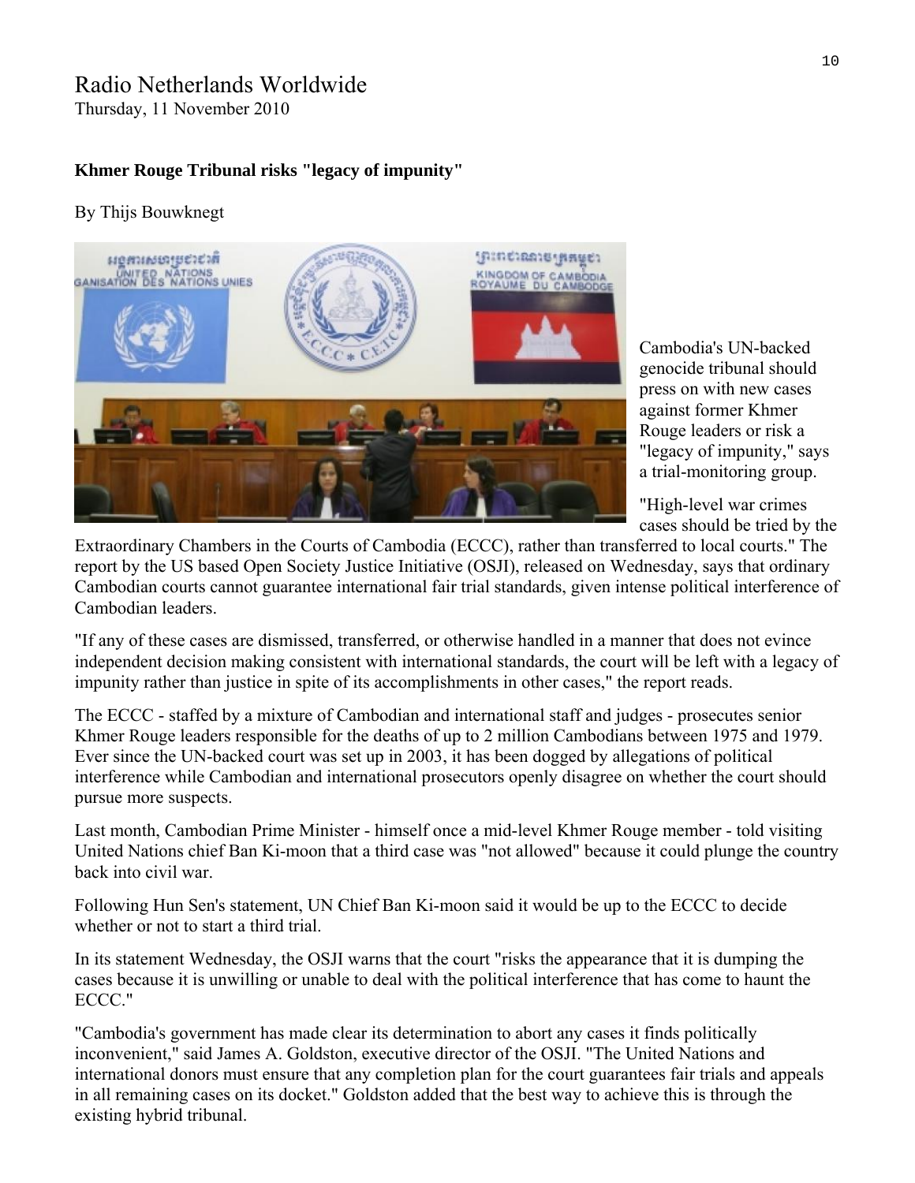Radio Netherlands Worldwide
Thursday, 11 November 2010

**Khmer Rouge Tribunal risks "legacy of impunity"**

By Thijs Bouwknegt

Cambodia's UN-backed genocide tribunal should press on with new cases against former Khmer Rouge leaders or risk a "legacy of impunity," says a trial-monitoring group.

"High-level war crimes cases should be tried by the Extraordinary Chambers in the Courts of Cambodia (ECCC), rather than transferred to local courts." The report by the US based Open Society Justice Initiative (OSJI), released on Wednesday, says that ordinary Cambodian courts cannot guarantee international fair trial standards, given intense political interference of Cambodian leaders.

"If any of these cases are dismissed, transferred, or otherwise handled in a manner that does not evince independent decision making consistent with international standards, the court will be left with a legacy of impunity rather than justice in spite of its accomplishments in other cases," the report reads.

The ECCC - staffed by a mixture of Cambodian and international staff and judges - prosecutes senior Khmer Rouge leaders responsible for the deaths of up to 2 million Cambodians between 1975 and 1979. Ever since the UN-backed court was set up in 2003, it has been dogged by allegations of political interference while Cambodian and international prosecutors openly disagree on whether the court should pursue more suspects.

Last month, Cambodian Prime Minister - himself once a mid-level Khmer Rouge member - told visiting United Nations chief Ban Ki-moon that a third case was "not allowed" because it could plunge the country back into civil war.

Following Hun Sen's statement, UN Chief Ban Ki-moon said it would be up to the ECCC to decide whether or not to start a third trial.

In its statement Wednesday, the OSJI warns that the court "risks the appearance that it is dumping the cases because it is unwilling or unable to deal with the political interference that has come to haunt the ECCC."

"Cambodia's government has made clear its determination to abort any cases it finds politically inconvenient," said James A. Goldston, executive director of the OSJI. "The United Nations and international donors must ensure that any completion plan for the court guarantees fair trials and appeals in all remaining cases on its docket." Goldston added that the best way to achieve this is through the existing hybrid tribunal.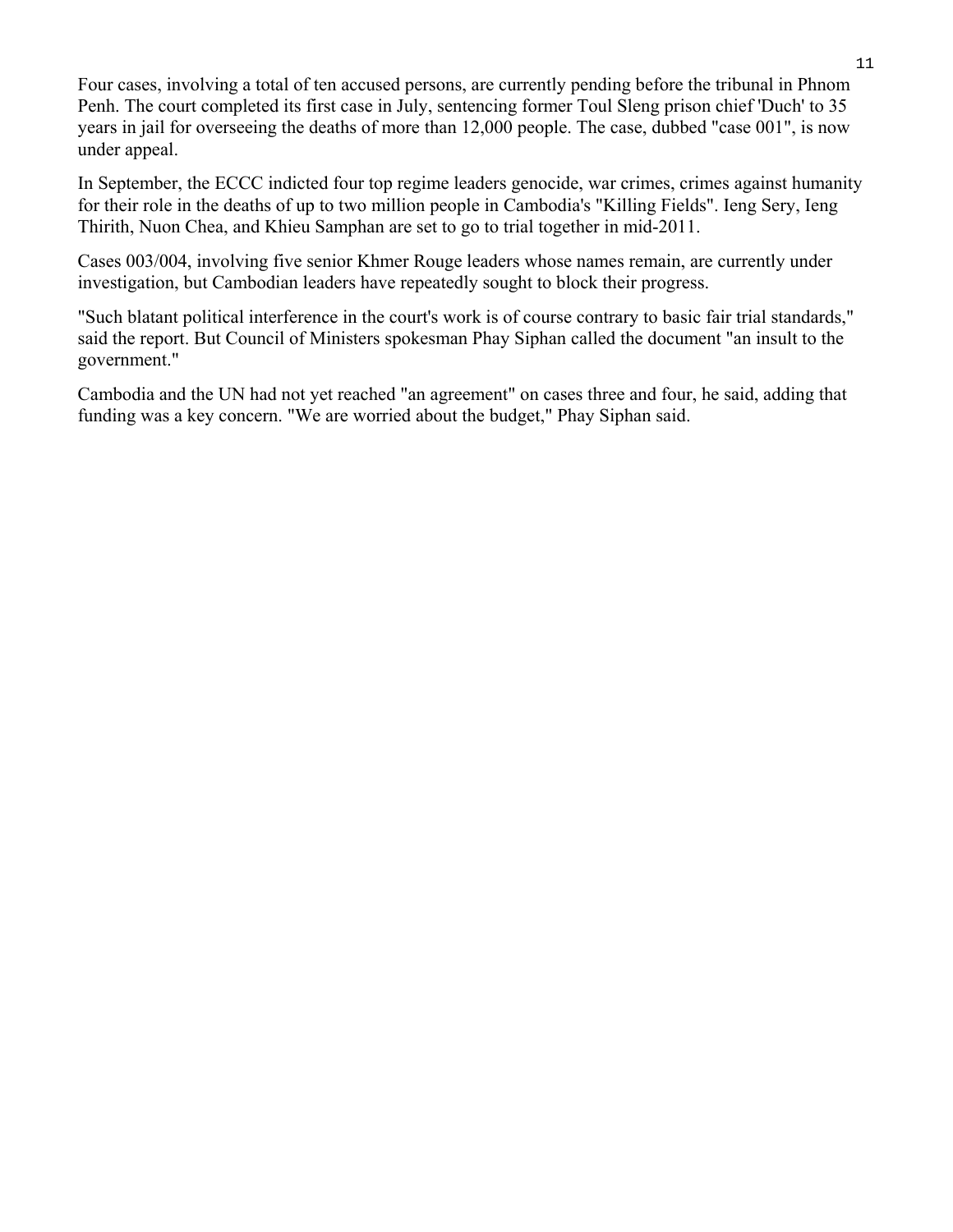Four cases, involving a total of ten accused persons, are currently pending before the tribunal in Phnom Penh. The court completed its first case in July, sentencing former Toul Sleng prison chief 'Duch' to 35 years in jail for overseeing the deaths of more than 12,000 people. The case, dubbed "case 001", is now under appeal.

In September, the ECCC indicted four top regime leaders genocide, war crimes, crimes against humanity for their role in the deaths of up to two million people in Cambodia's "Killing Fields". Ieng Sery, Ieng Thirith, Nuon Chea, and Khieu Samphan are set to go to trial together in mid-2011.

Cases 003/004, involving five senior Khmer Rouge leaders whose names remain, are currently under investigation, but Cambodian leaders have repeatedly sought to block their progress.

"Such blatant political interference in the court's work is of course contrary to basic fair trial standards," said the report. But Council of Ministers spokesman Phay Siphan called the document "an insult to the government."

Cambodia and the UN had not yet reached "an agreement" on cases three and four, he said, adding that funding was a key concern. "We are worried about the budget," Phay Siphan said.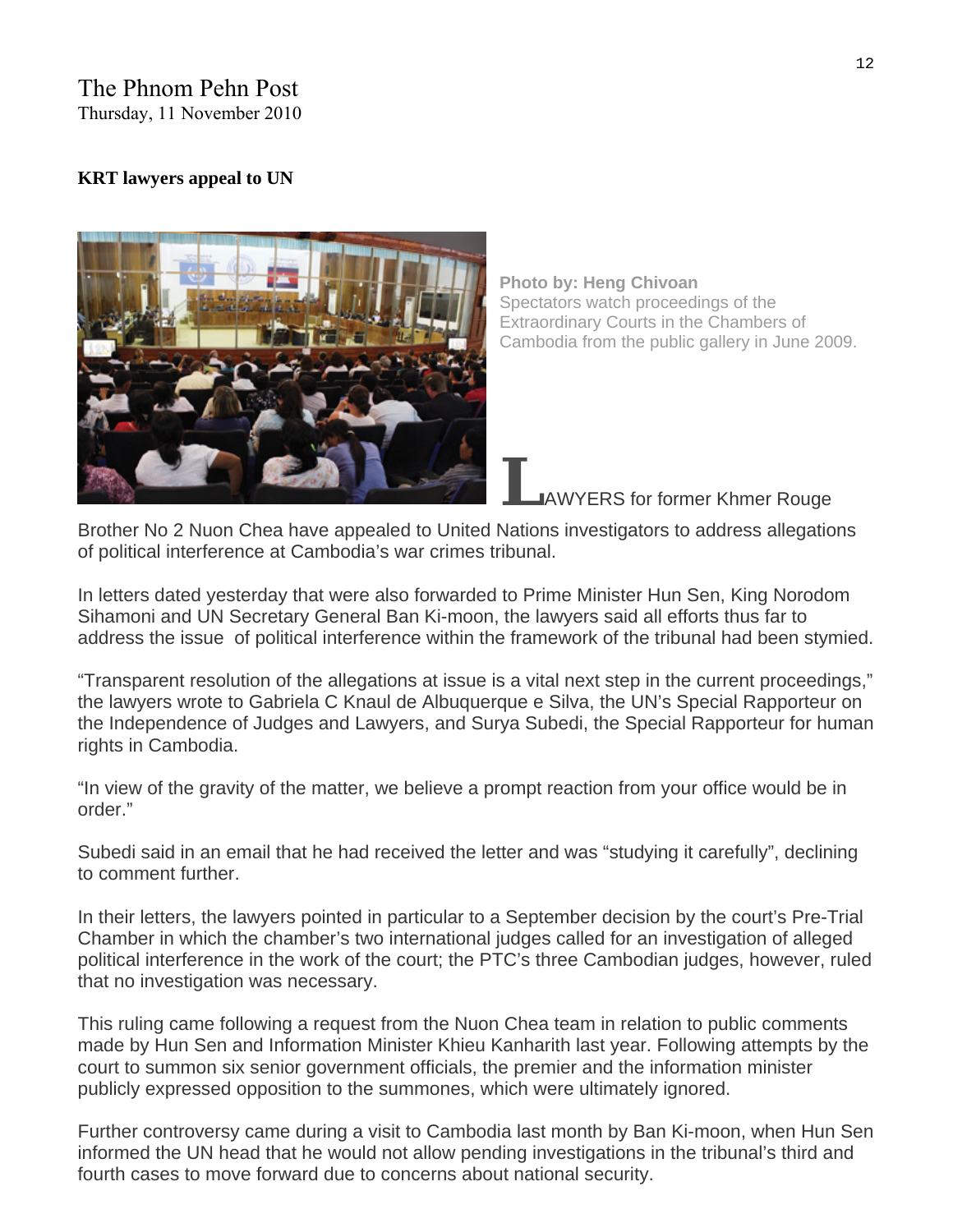The Phnom Pehn Post
Thursday, 11 November 2010

**KRT lawyers appeal to UN**

**Photo by: Heng Chivoan**
Spectators watch proceedings of the Extraordinary Courts in the Chambers of Cambodia from the public gallery in June 2009.

LAWYERS for former Khmer Rouge Brother No 2 Nuon Chea have appealed to United Nations investigators to address allegations of political interference at Cambodia's war crimes tribunal.

In letters dated yesterday that were also forwarded to Prime Minister Hun Sen, King Norodom Sihamoni and UN Secretary General Ban Ki-moon, the lawyers said all efforts thus far to address the issue of political interference within the framework of the tribunal had been stymied.

"Transparent resolution of the allegations at issue is a vital next step in the current proceedings," the lawyers wrote to Gabriela C Knaul de Albuquerque e Silva, the UN's Special Rapporteur on the Independence of Judges and Lawyers, and Surya Subedi, the Special Rapporteur for human rights in Cambodia.

"In view of the gravity of the matter, we believe a prompt reaction from your office would be in order."

Subedi said in an email that he had received the letter and was "studying it carefully", declining to comment further.

In their letters, the lawyers pointed in particular to a September decision by the court's Pre-Trial Chamber in which the chamber's two international judges called for an investigation of alleged political interference in the work of the court; the PTC's three Cambodian judges, however, ruled that no investigation was necessary.

This ruling came following a request from the Nuon Chea team in relation to public comments made by Hun Sen and Information Minister Khieu Kanharith last year. Following attempts by the court to summon six senior government officials, the premier and the information minister publicly expressed opposition to the summones, which were ultimately ignored.

Further controversy came during a visit to Cambodia last month by Ban Ki-moon, when Hun Sen informed the UN head that he would not allow pending investigations in the tribunal's third and fourth cases to move forward due to concerns about national security.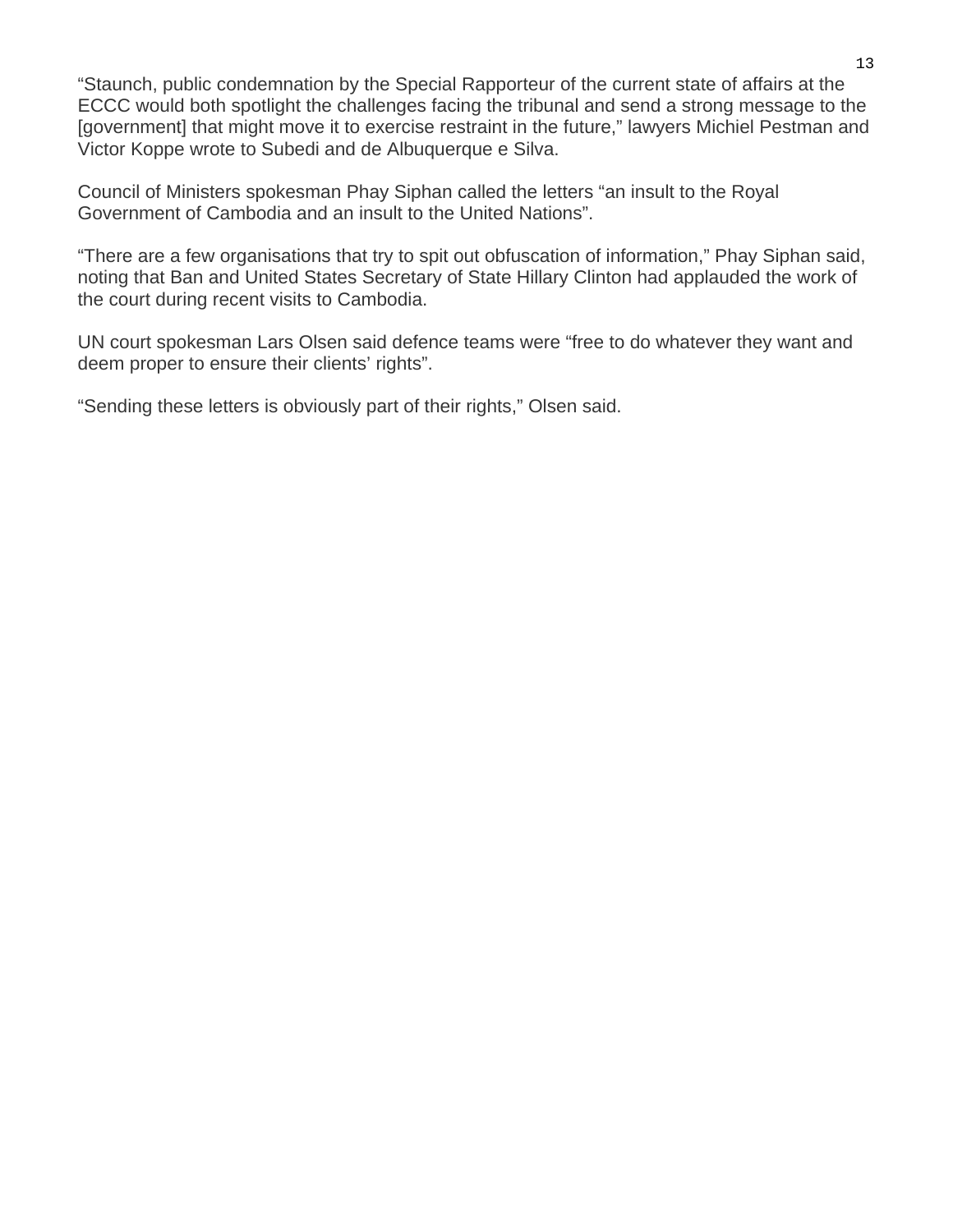"Staunch, public condemnation by the Special Rapporteur of the current state of affairs at the ECCC would both spotlight the challenges facing the tribunal and send a strong message to the [government] that might move it to exercise restraint in the future," lawyers Michiel Pestman and Victor Koppe wrote to Subedi and de Albuquerque e Silva.

Council of Ministers spokesman Phay Siphan called the letters "an insult to the Royal Government of Cambodia and an insult to the United Nations".

"There are a few organisations that try to spit out obfuscation of information," Phay Siphan said, noting that Ban and United States Secretary of State Hillary Clinton had applauded the work of the court during recent visits to Cambodia.

UN court spokesman Lars Olsen said defence teams were "free to do whatever they want and deem proper to ensure their clients' rights".

"Sending these letters is obviously part of their rights," Olsen said.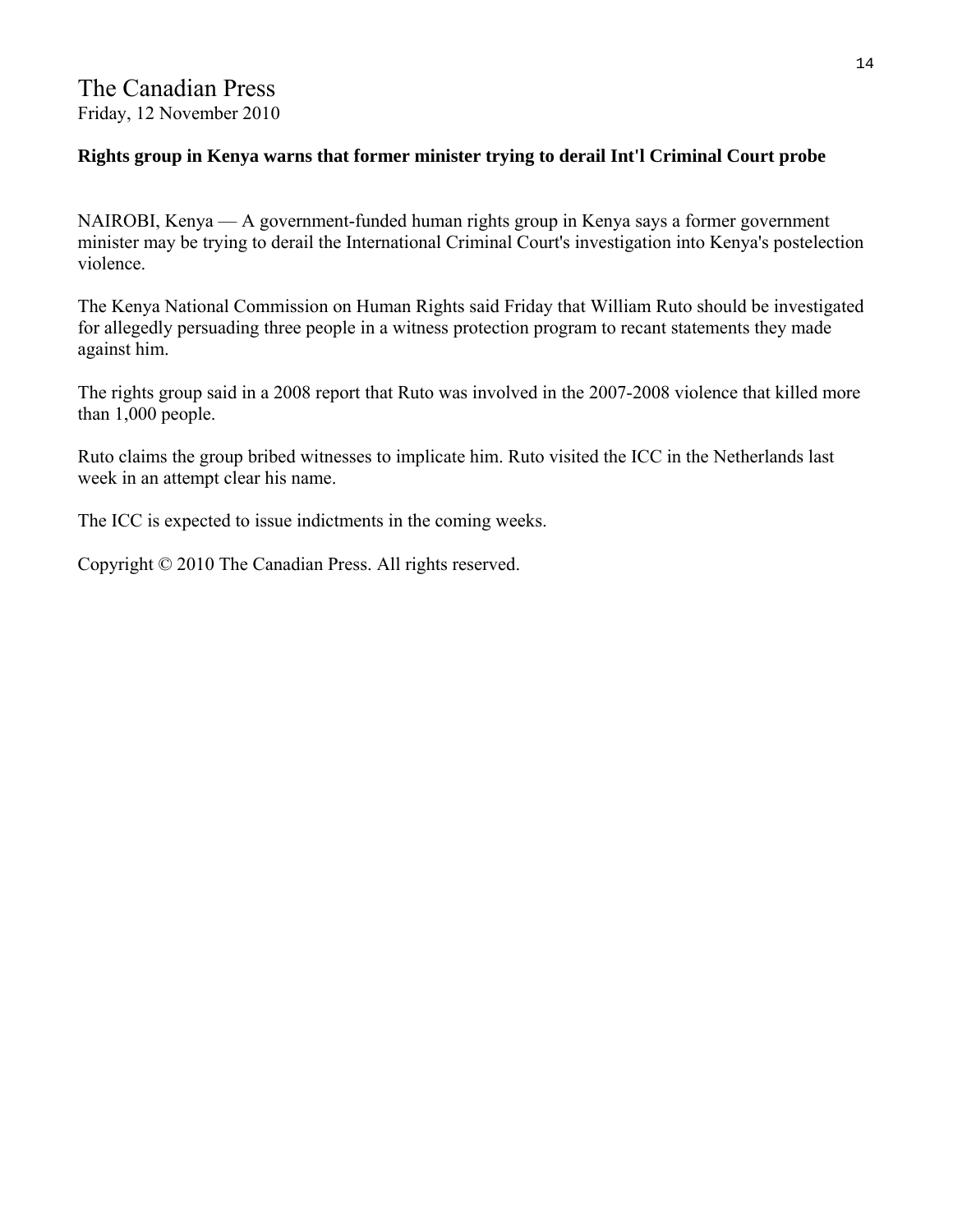The Canadian Press
Friday, 12 November 2010

**Rights group in Kenya warns that former minister trying to derail Int'l Criminal Court probe**

NAIROBI, Kenya — A government-funded human rights group in Kenya says a former government minister may be trying to derail the International Criminal Court's investigation into Kenya's postelection violence.

The Kenya National Commission on Human Rights said Friday that William Ruto should be investigated for allegedly persuading three people in a witness protection program to recant statements they made against him.

The rights group said in a 2008 report that Ruto was involved in the 2007-2008 violence that killed more than 1,000 people.

Ruto claims the group bribed witnesses to implicate him. Ruto visited the ICC in the Netherlands last week in an attempt clear his name.

The ICC is expected to issue indictments in the coming weeks.

Copyright © 2010 The Canadian Press. All rights reserved.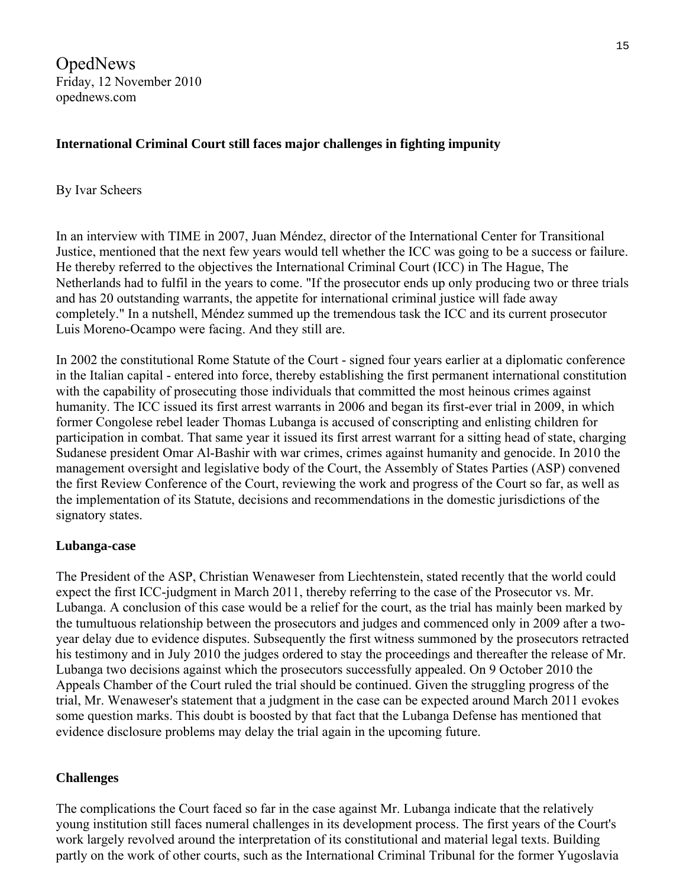OpedNews
Friday, 12 November 2010
opednews.com

**International Criminal Court still faces major challenges in fighting impunity**

By Ivar Scheers

In an interview with TIME in 2007, Juan Méndez, director of the International Center for Transitional Justice, mentioned that the next few years would tell whether the ICC was going to be a success or failure. He thereby referred to the objectives the International Criminal Court (ICC) in The Hague, The Netherlands had to fulfil in the years to come. "If the prosecutor ends up only producing two or three trials and has 20 outstanding warrants, the appetite for international criminal justice will fade away completely." In a nutshell, Méndez summed up the tremendous task the ICC and its current prosecutor Luis Moreno-Ocampo were facing. And they still are.

In 2002 the constitutional Rome Statute of the Court - signed four years earlier at a diplomatic conference in the Italian capital - entered into force, thereby establishing the first permanent international constitution with the capability of prosecuting those individuals that committed the most heinous crimes against humanity. The ICC issued its first arrest warrants in 2006 and began its first-ever trial in 2009, in which former Congolese rebel leader Thomas Lubanga is accused of conscripting and enlisting children for participation in combat. That same year it issued its first arrest warrant for a sitting head of state, charging Sudanese president Omar Al-Bashir with war crimes, crimes against humanity and genocide. In 2010 the management oversight and legislative body of the Court, the Assembly of States Parties (ASP) convened the first Review Conference of the Court, reviewing the work and progress of the Court so far, as well as the implementation of its Statute, decisions and recommendations in the domestic jurisdictions of the signatory states.

**Lubanga-case**

The President of the ASP, Christian Wenaweser from Liechtenstein, stated recently that the world could expect the first ICC-judgment in March 2011, thereby referring to the case of the Prosecutor vs. Mr. Lubanga. A conclusion of this case would be a relief for the court, as the trial has mainly been marked by the tumultuous relationship between the prosecutors and judges and commenced only in 2009 after a two-year delay due to evidence disputes. Subsequently the first witness summoned by the prosecutors retracted his testimony and in July 2010 the judges ordered to stay the proceedings and thereafter the release of Mr. Lubanga two decisions against which the prosecutors successfully appealed. On 9 October 2010 the Appeals Chamber of the Court ruled the trial should be continued. Given the struggling progress of the trial, Mr. Wenaweser's statement that a judgment in the case can be expected around March 2011 evokes some question marks. This doubt is boosted by that fact that the Lubanga Defense has mentioned that evidence disclosure problems may delay the trial again in the upcoming future.

**Challenges**

The complications the Court faced so far in the case against Mr. Lubanga indicate that the relatively young institution still faces numeral challenges in its development process. The first years of the Court's work largely revolved around the interpretation of its constitutional and material legal texts. Building partly on the work of other courts, such as the International Criminal Tribunal for the former Yugoslavia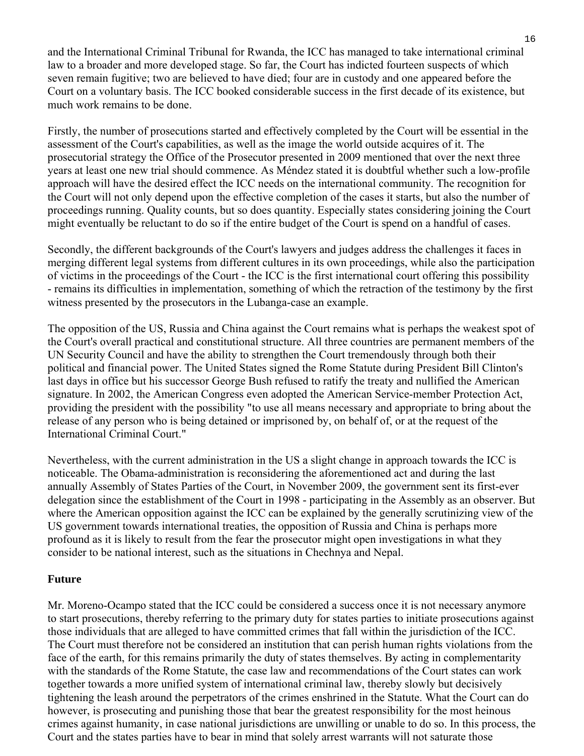and the International Criminal Tribunal for Rwanda, the ICC has managed to take international criminal law to a broader and more developed stage. So far, the Court has indicted fourteen suspects of which seven remain fugitive; two are believed to have died; four are in custody and one appeared before the Court on a voluntary basis. The ICC booked considerable success in the first decade of its existence, but much work remains to be done.

Firstly, the number of prosecutions started and effectively completed by the Court will be essential in the assessment of the Court's capabilities, as well as the image the world outside acquires of it. The prosecutorial strategy the Office of the Prosecutor presented in 2009 mentioned that over the next three years at least one new trial should commence. As Méndez stated it is doubtful whether such a low-profile approach will have the desired effect the ICC needs on the international community. The recognition for the Court will not only depend upon the effective completion of the cases it starts, but also the number of proceedings running. Quality counts, but so does quantity. Especially states considering joining the Court might eventually be reluctant to do so if the entire budget of the Court is spend on a handful of cases.

Secondly, the different backgrounds of the Court's lawyers and judges address the challenges it faces in merging different legal systems from different cultures in its own proceedings, while also the participation of victims in the proceedings of the Court - the ICC is the first international court offering this possibility - remains its difficulties in implementation, something of which the retraction of the testimony by the first witness presented by the prosecutors in the Lubanga-case an example.

The opposition of the US, Russia and China against the Court remains what is perhaps the weakest spot of the Court's overall practical and constitutional structure. All three countries are permanent members of the UN Security Council and have the ability to strengthen the Court tremendously through both their political and financial power. The United States signed the Rome Statute during President Bill Clinton's last days in office but his successor George Bush refused to ratify the treaty and nullified the American signature. In 2002, the American Congress even adopted the American Service-member Protection Act, providing the president with the possibility "to use all means necessary and appropriate to bring about the release of any person who is being detained or imprisoned by, on behalf of, or at the request of the International Criminal Court."

Nevertheless, with the current administration in the US a slight change in approach towards the ICC is noticeable. The Obama-administration is reconsidering the aforementioned act and during the last annually Assembly of States Parties of the Court, in November 2009, the government sent its first-ever delegation since the establishment of the Court in 1998 - participating in the Assembly as an observer. But where the American opposition against the ICC can be explained by the generally scrutinizing view of the US government towards international treaties, the opposition of Russia and China is perhaps more profound as it is likely to result from the fear the prosecutor might open investigations in what they consider to be national interest, such as the situations in Chechnya and Nepal.

## Future

Mr. Moreno-Ocampo stated that the ICC could be considered a success once it is not necessary anymore to start prosecutions, thereby referring to the primary duty for states parties to initiate prosecutions against those individuals that are alleged to have committed crimes that fall within the jurisdiction of the ICC. The Court must therefore not be considered an institution that can perish human rights violations from the face of the earth, for this remains primarily the duty of states themselves. By acting in complementarity with the standards of the Rome Statute, the case law and recommendations of the Court states can work together towards a more unified system of international criminal law, thereby slowly but decisively tightening the leash around the perpetrators of the crimes enshrined in the Statute. What the Court can do however, is prosecuting and punishing those that bear the greatest responsibility for the most heinous crimes against humanity, in case national jurisdictions are unwilling or unable to do so. In this process, the Court and the states parties have to bear in mind that solely arrest warrants will not saturate those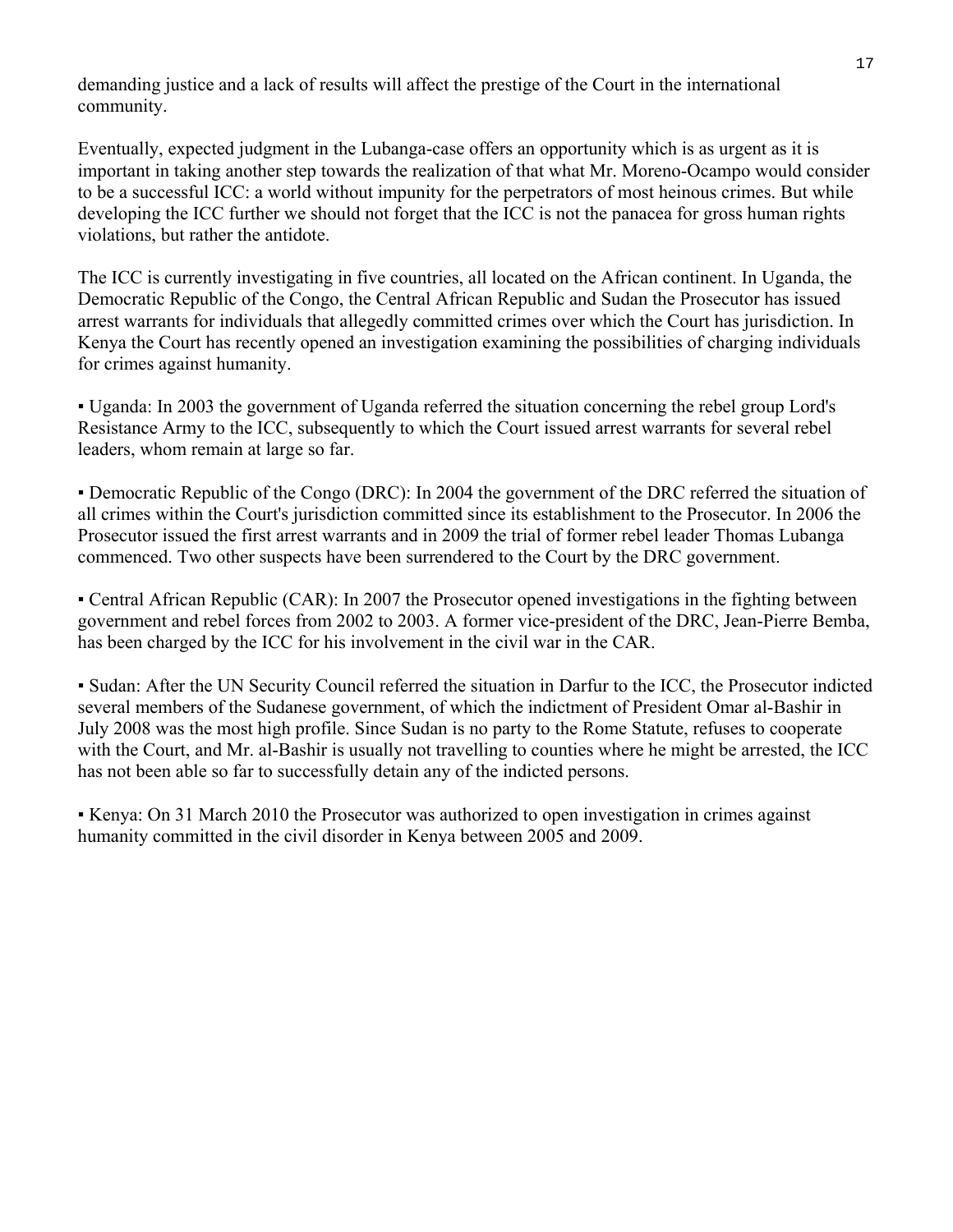demanding justice and a lack of results will affect the prestige of the Court in the international community.

Eventually, expected judgment in the Lubanga-case offers an opportunity which is as urgent as it is important in taking another step towards the realization of that what Mr. Moreno-Ocampo would consider to be a successful ICC: a world without impunity for the perpetrators of most heinous crimes. But while developing the ICC further we should not forget that the ICC is not the panacea for gross human rights violations, but rather the antidote.

The ICC is currently investigating in five countries, all located on the African continent. In Uganda, the Democratic Republic of the Congo, the Central African Republic and Sudan the Prosecutor has issued arrest warrants for individuals that allegedly committed crimes over which the Court has jurisdiction. In Kenya the Court has recently opened an investigation examining the possibilities of charging individuals for crimes against humanity.

▪ Uganda: In 2003 the government of Uganda referred the situation concerning the rebel group Lord's Resistance Army to the ICC, subsequently to which the Court issued arrest warrants for several rebel leaders, whom remain at large so far.

▪ Democratic Republic of the Congo (DRC): In 2004 the government of the DRC referred the situation of all crimes within the Court's jurisdiction committed since its establishment to the Prosecutor. In 2006 the Prosecutor issued the first arrest warrants and in 2009 the trial of former rebel leader Thomas Lubanga commenced. Two other suspects have been surrendered to the Court by the DRC government.

▪ Central African Republic (CAR): In 2007 the Prosecutor opened investigations in the fighting between government and rebel forces from 2002 to 2003. A former vice-president of the DRC, Jean-Pierre Bemba, has been charged by the ICC for his involvement in the civil war in the CAR.

▪ Sudan: After the UN Security Council referred the situation in Darfur to the ICC, the Prosecutor indicted several members of the Sudanese government, of which the indictment of President Omar al-Bashir in July 2008 was the most high profile. Since Sudan is no party to the Rome Statute, refuses to cooperate with the Court, and Mr. al-Bashir is usually not travelling to counties where he might be arrested, the ICC has not been able so far to successfully detain any of the indicted persons.

▪ Kenya: On 31 March 2010 the Prosecutor was authorized to open investigation in crimes against humanity committed in the civil disorder in Kenya between 2005 and 2009.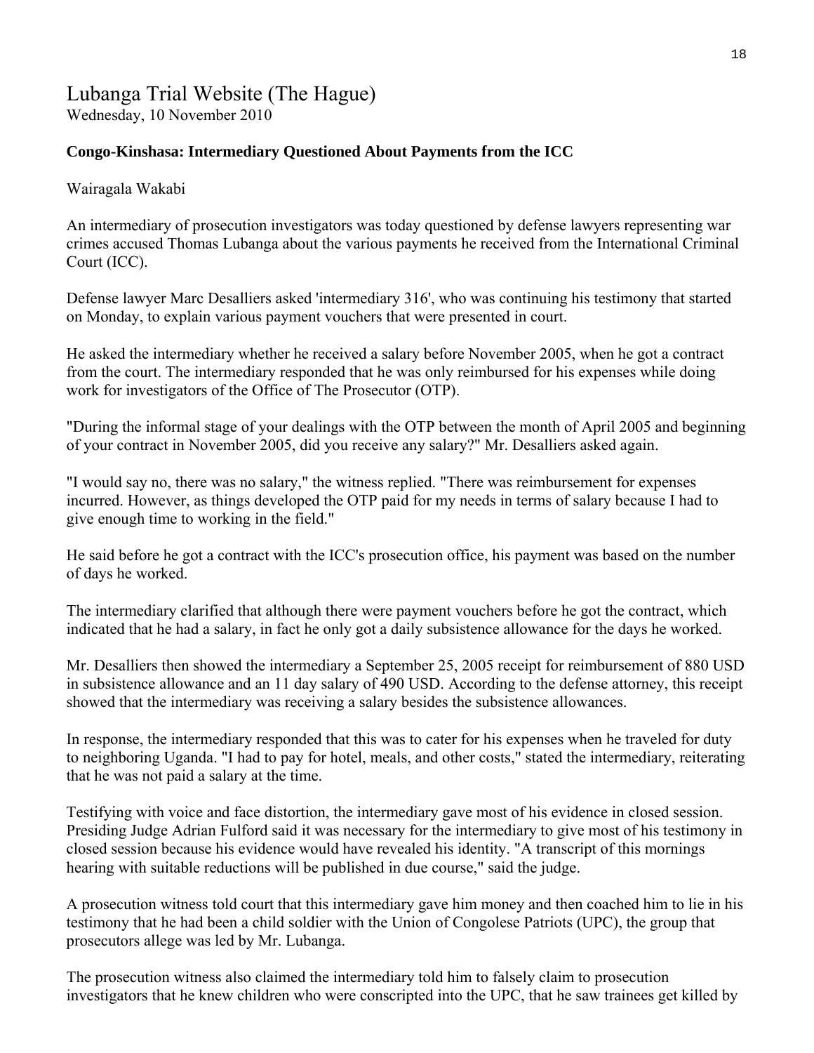# Lubanga Trial Website (The Hague)

Wednesday, 10 November 2010

**Congo-Kinshasa: Intermediary Questioned About Payments from the ICC**

Wairagala Wakabi

An intermediary of prosecution investigators was today questioned by defense lawyers representing war crimes accused Thomas Lubanga about the various payments he received from the International Criminal Court (ICC).

Defense lawyer Marc Desalliers asked 'intermediary 316', who was continuing his testimony that started on Monday, to explain various payment vouchers that were presented in court.

He asked the intermediary whether he received a salary before November 2005, when he got a contract from the court. The intermediary responded that he was only reimbursed for his expenses while doing work for investigators of the Office of The Prosecutor (OTP).

"During the informal stage of your dealings with the OTP between the month of April 2005 and beginning of your contract in November 2005, did you receive any salary?" Mr. Desalliers asked again.

"I would say no, there was no salary," the witness replied. "There was reimbursement for expenses incurred. However, as things developed the OTP paid for my needs in terms of salary because I had to give enough time to working in the field."

He said before he got a contract with the ICC's prosecution office, his payment was based on the number of days he worked.

The intermediary clarified that although there were payment vouchers before he got the contract, which indicated that he had a salary, in fact he only got a daily subsistence allowance for the days he worked.

Mr. Desalliers then showed the intermediary a September 25, 2005 receipt for reimbursement of 880 USD in subsistence allowance and an 11 day salary of 490 USD. According to the defense attorney, this receipt showed that the intermediary was receiving a salary besides the subsistence allowances.

In response, the intermediary responded that this was to cater for his expenses when he traveled for duty to neighboring Uganda. "I had to pay for hotel, meals, and other costs," stated the intermediary, reiterating that he was not paid a salary at the time.

Testifying with voice and face distortion, the intermediary gave most of his evidence in closed session. Presiding Judge Adrian Fulford said it was necessary for the intermediary to give most of his testimony in closed session because his evidence would have revealed his identity. "A transcript of this mornings hearing with suitable reductions will be published in due course," said the judge.

A prosecution witness told court that this intermediary gave him money and then coached him to lie in his testimony that he had been a child soldier with the Union of Congolese Patriots (UPC), the group that prosecutors allege was led by Mr. Lubanga.

The prosecution witness also claimed the intermediary told him to falsely claim to prosecution investigators that he knew children who were conscripted into the UPC, that he saw trainees get killed by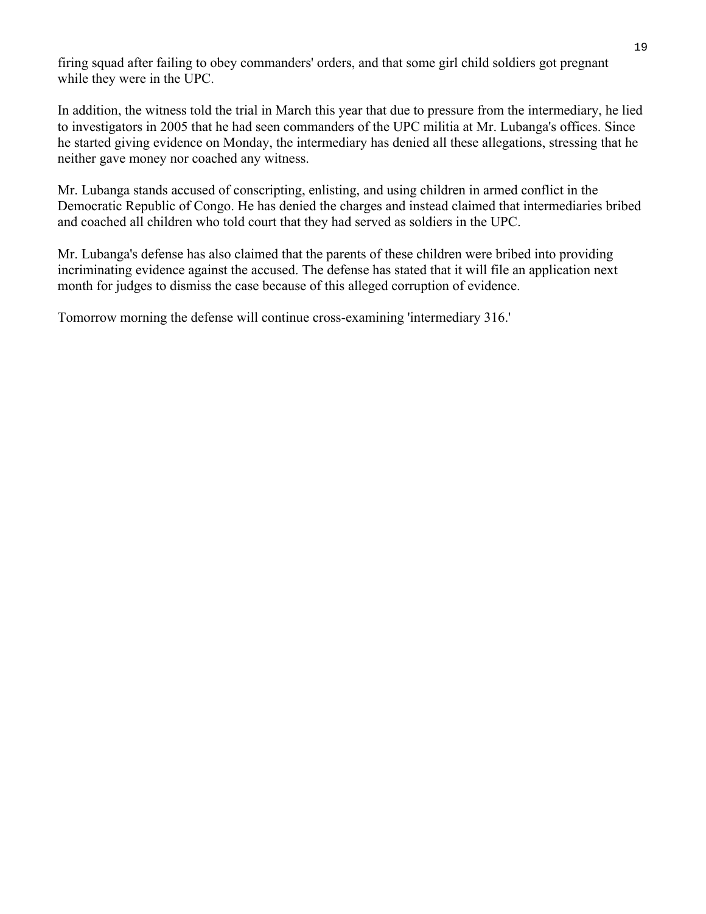firing squad after failing to obey commanders' orders, and that some girl child soldiers got pregnant while they were in the UPC.

In addition, the witness told the trial in March this year that due to pressure from the intermediary, he lied to investigators in 2005 that he had seen commanders of the UPC militia at Mr. Lubanga's offices. Since he started giving evidence on Monday, the intermediary has denied all these allegations, stressing that he neither gave money nor coached any witness.

Mr. Lubanga stands accused of conscripting, enlisting, and using children in armed conflict in the Democratic Republic of Congo. He has denied the charges and instead claimed that intermediaries bribed and coached all children who told court that they had served as soldiers in the UPC.

Mr. Lubanga's defense has also claimed that the parents of these children were bribed into providing incriminating evidence against the accused. The defense has stated that it will file an application next month for judges to dismiss the case because of this alleged corruption of evidence.

Tomorrow morning the defense will continue cross-examining 'intermediary 316.'